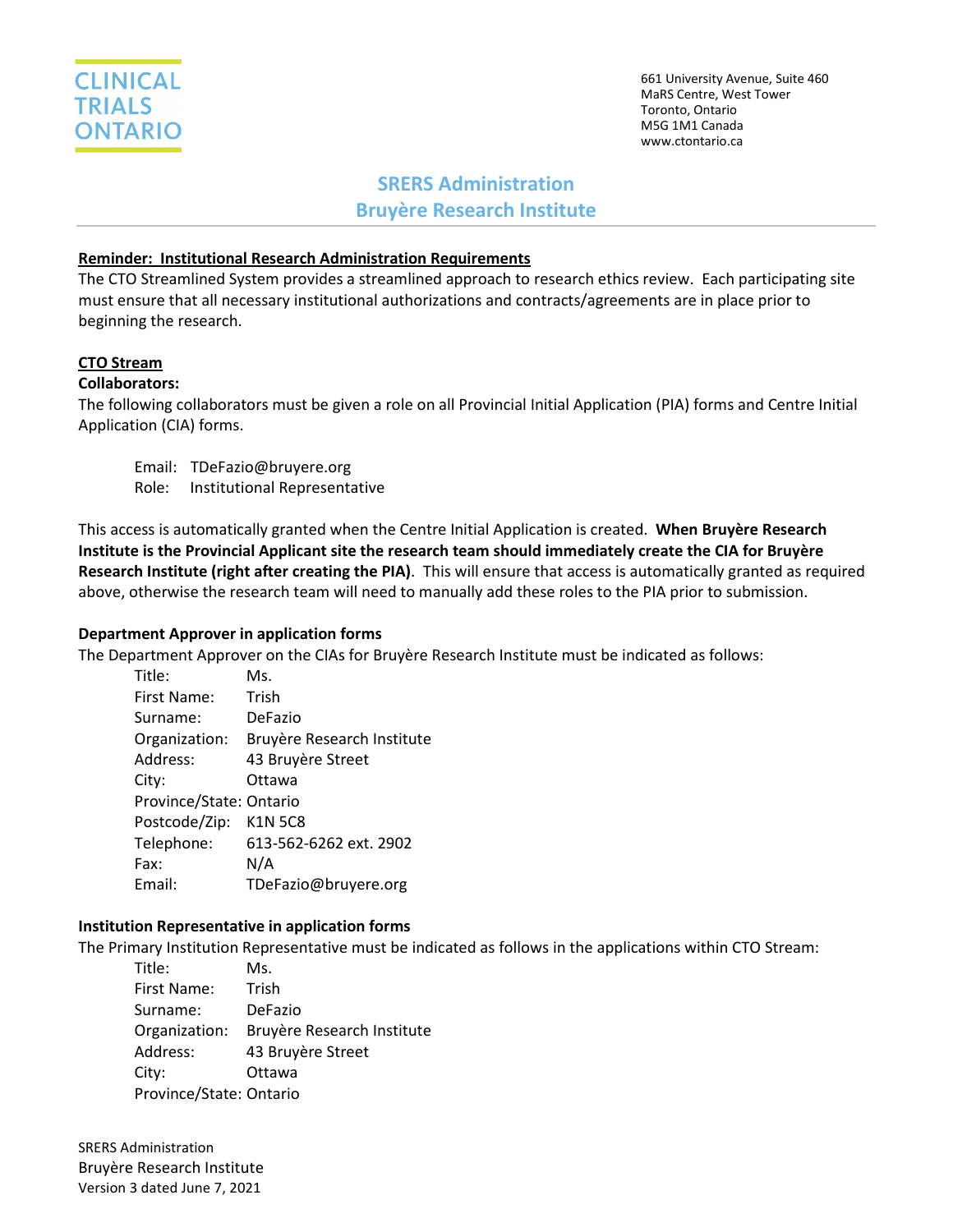CLINICAL TRIALS ONTARIO

661 University Avenue, Suite 460
MaRS Centre, West Tower
Toronto, Ontario
M5G 1M1 Canada
www.ctontario.ca

# SRERS Administration
# Bruyère Research Institute

**Reminder: Institutional Research Administration Requirements**

The CTO Streamlined System provides a streamlined approach to research ethics review. Each participating site must ensure that all necessary institutional authorizations and contracts/agreements are in place prior to beginning the research.

**CTO Stream**

**Collaborators:**

The following collaborators must be given a role on all Provincial Initial Application (PIA) forms and Centre Initial Application (CIA) forms.

Email: TDeFazio@bruyere.org
Role: Institutional Representative

This access is automatically granted when the Centre Initial Application is created. **When Bruyère Research Institute is the Provincial Applicant site the research team should immediately create the CIA for Bruyère Research Institute (right after creating the PIA)**. This will ensure that access is automatically granted as required above, otherwise the research team will need to manually add these roles to the PIA prior to submission.

**Department Approver in application forms**

The Department Approver on the CIAs for Bruyère Research Institute must be indicated as follows:

Title: Ms.
First Name: Trish
Surname: DeFazio
Organization: Bruyère Research Institute
Address: 43 Bruyère Street
City: Ottawa
Province/State: Ontario
Postcode/Zip: K1N 5C8
Telephone: 613-562-6262 ext. 2902
Fax: N/A
Email: TDeFazio@bruyere.org

**Institution Representative in application forms**

The Primary Institution Representative must be indicated as follows in the applications within CTO Stream:

Title: Ms.
First Name: Trish
Surname: DeFazio
Organization: Bruyère Research Institute
Address: 43 Bruyère Street
City: Ottawa
Province/State: Ontario

SRERS Administration
Bruyère Research Institute
Version 3 dated June 7, 2021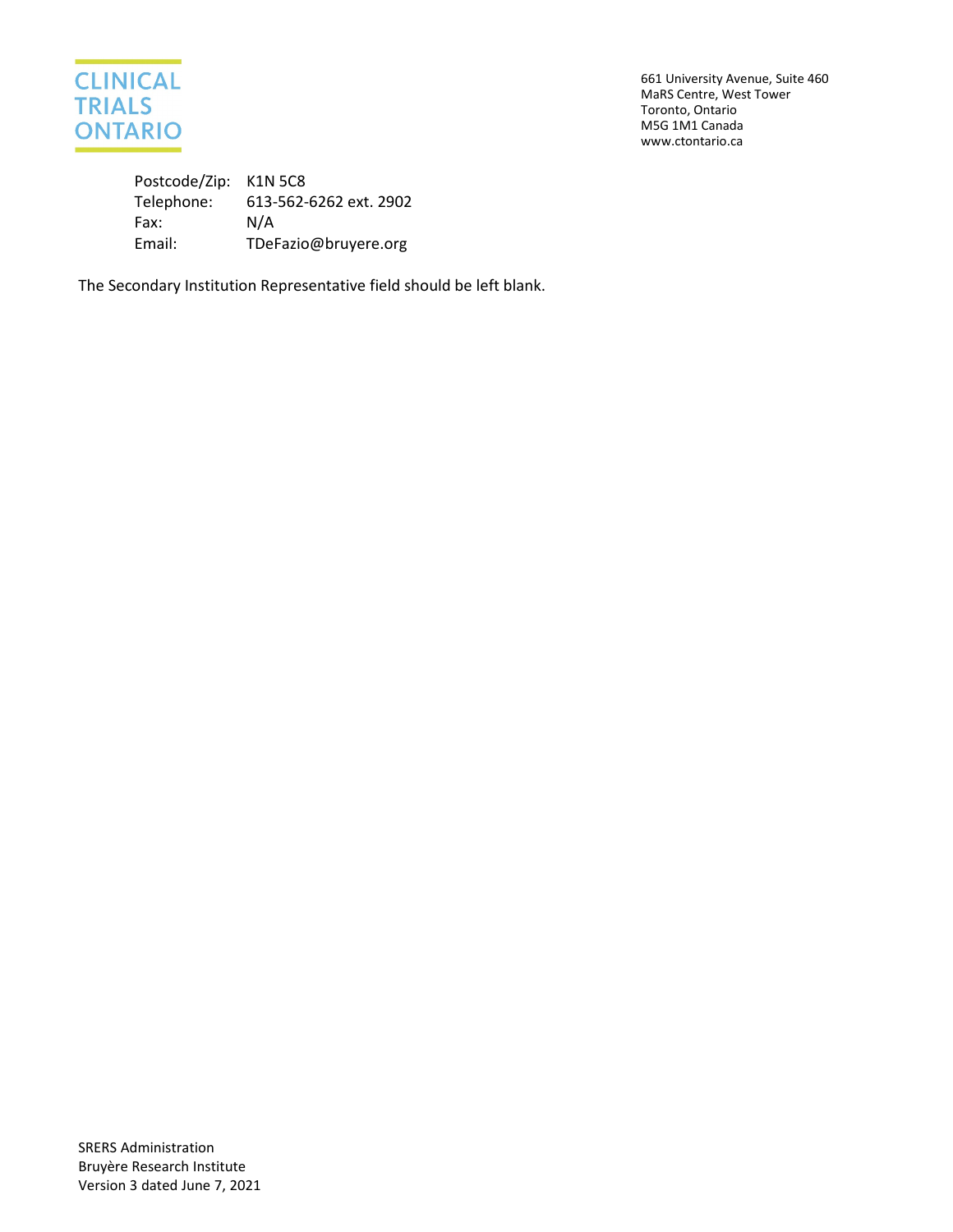| | |
|---|---|
| Postcode/Zip: | K1N 5C8 |
| Telephone: | 613-562-6262 ext. 2902 |
| Fax: | N/A |
| Email: | TDeFazio@bruyere.org |

The Secondary Institution Representative field should be left blank.